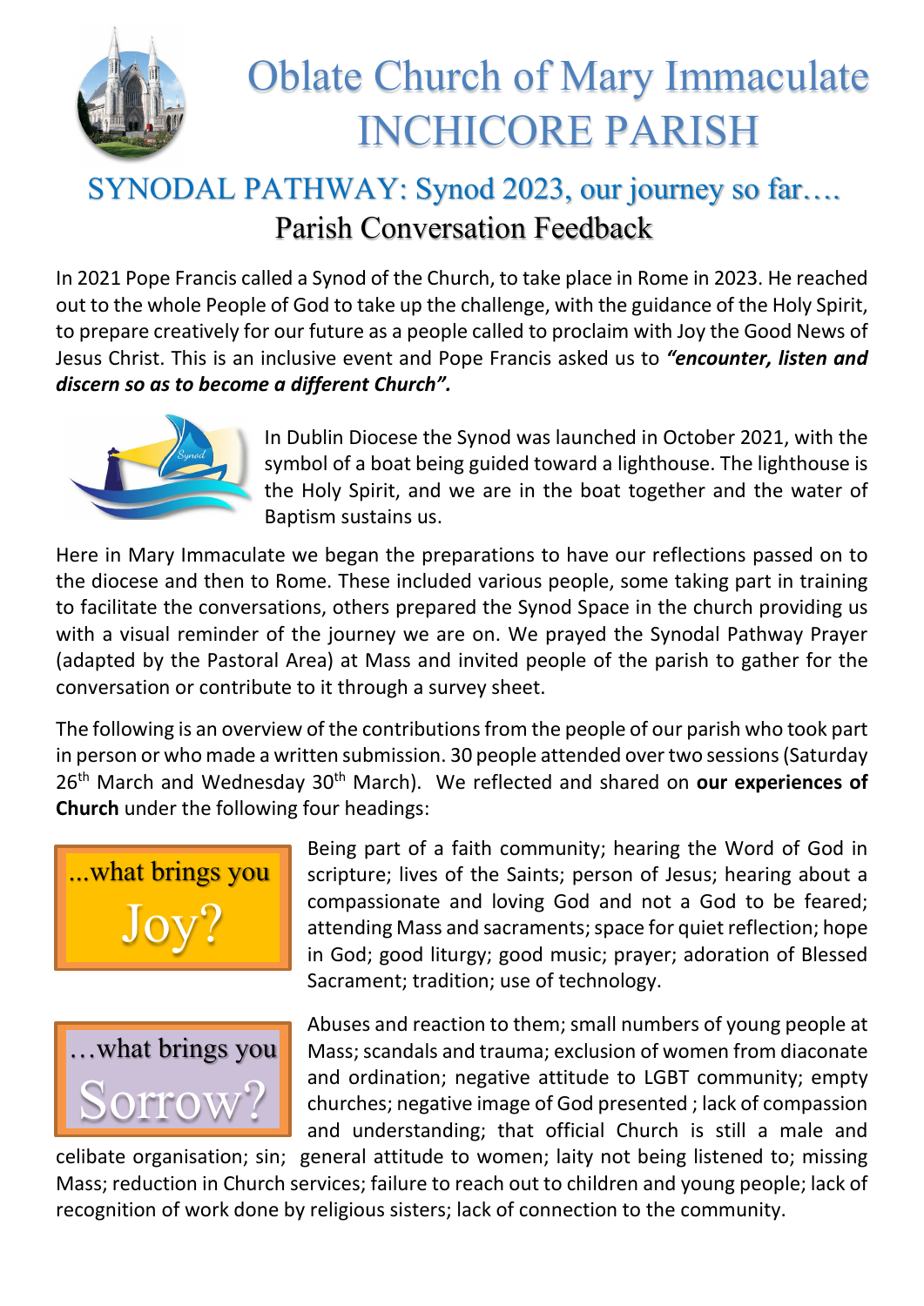# Oblate Church of Mary Immaculate INCHICORE PARISH

## SYNODAL PATHWAY: Synod 2023, our journey so far….

### Parish Conversation Feedback

In 2021 Pope Francis called a Synod of the Church, to take place in Rome in 2023. He reached out to the whole People of God to take up the challenge, with the guidance of the Holy Spirit, to prepare creatively for our future as a people called to proclaim with Joy the Good News of Jesus Christ. This is an inclusive event and Pope Francis asked us to ***"encounter, listen and discern so as to become a different Church".***

In Dublin Diocese the Synod was launched in October 2021, with the symbol of a boat being guided toward a lighthouse. The lighthouse is the Holy Spirit, and we are in the boat together and the water of Baptism sustains us.

Here in Mary Immaculate we began the preparations to have our reflections passed on to the diocese and then to Rome. These included various people, some taking part in training to facilitate the conversations, others prepared the Synod Space in the church providing us with a visual reminder of the journey we are on. We prayed the Synodal Pathway Prayer (adapted by the Pastoral Area) at Mass and invited people of the parish to gather for the conversation or contribute to it through a survey sheet.

The following is an overview of the contributions from the people of our parish who took part in person or who made a written submission. 30 people attended over two sessions (Saturday 26th March and Wednesday 30th March). We reflected and shared on **our experiences of Church** under the following four headings:

**...what brings you Joy?**

Being part of a faith community; hearing the Word of God in scripture; lives of the Saints; person of Jesus; hearing about a compassionate and loving God and not a God to be feared; attending Mass and sacraments; space for quiet reflection; hope in God; good liturgy; good music; prayer; adoration of Blessed Sacrament; tradition; use of technology.

**…what brings you Sorrow?**

Abuses and reaction to them; small numbers of young people at Mass; scandals and trauma; exclusion of women from diaconate and ordination; negative attitude to LGBT community; empty churches; negative image of God presented ; lack of compassion and understanding; that official Church is still a male and celibate organisation; sin; general attitude to women; laity not being listened to; missing Mass; reduction in Church services; failure to reach out to children and young people; lack of recognition of work done by religious sisters; lack of connection to the community.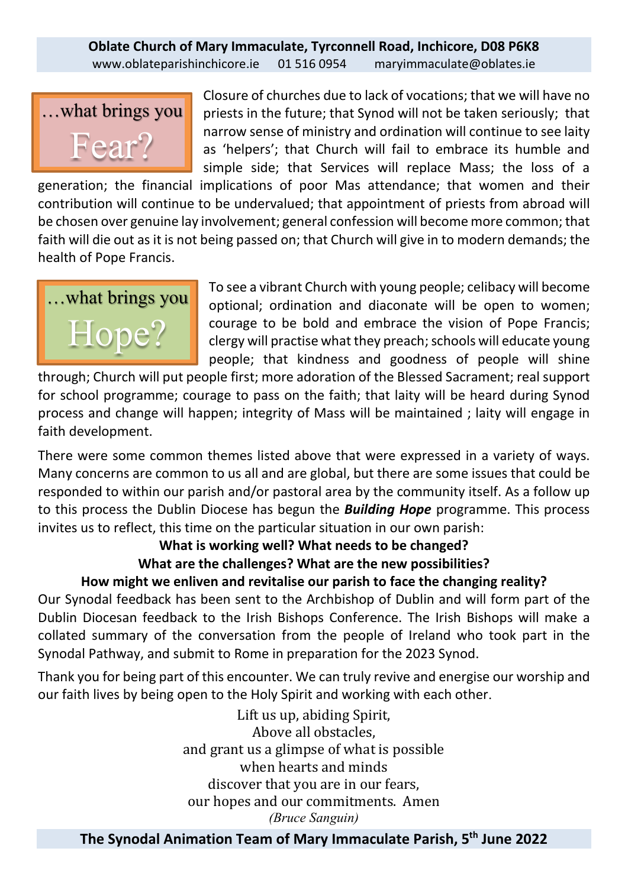**Oblate Church of Mary Immaculate, Tyrconnell Road, Inchicore, D08 P6K8**
www.oblateparishinchicore.ie 01 516 0954 maryimmaculate@oblates.ie

## …what brings you Fear?

Closure of churches due to lack of vocations; that we will have no priests in the future; that Synod will not be taken seriously; that narrow sense of ministry and ordination will continue to see laity as 'helpers'; that Church will fail to embrace its humble and simple side; that Services will replace Mass; the loss of a generation; the financial implications of poor Mas attendance; that women and their contribution will continue to be undervalued; that appointment of priests from abroad will be chosen over genuine lay involvement; general confession will become more common; that faith will die out as it is not being passed on; that Church will give in to modern demands; the health of Pope Francis.

## …what brings you Hope?

To see a vibrant Church with young people; celibacy will become optional; ordination and diaconate will be open to women; courage to be bold and embrace the vision of Pope Francis; clergy will practise what they preach; schools will educate young people; that kindness and goodness of people will shine through; Church will put people first; more adoration of the Blessed Sacrament; real support for school programme; courage to pass on the faith; that laity will be heard during Synod process and change will happen; integrity of Mass will be maintained ; laity will engage in faith development.

There were some common themes listed above that were expressed in a variety of ways. Many concerns are common to us all and are global, but there are some issues that could be responded to within our parish and/or pastoral area by the community itself. As a follow up to this process the Dublin Diocese has begun the ***Building Hope*** programme. This process invites us to reflect, this time on the particular situation in our own parish:

**What is working well? What needs to be changed?**
**What are the challenges? What are the new possibilities?**
**How might we enliven and revitalise our parish to face the changing reality?**

Our Synodal feedback has been sent to the Archbishop of Dublin and will form part of the Dublin Diocesan feedback to the Irish Bishops Conference. The Irish Bishops will make a collated summary of the conversation from the people of Ireland who took part in the Synodal Pathway, and submit to Rome in preparation for the 2023 Synod.

Thank you for being part of this encounter. We can truly revive and energise our worship and our faith lives by being open to the Holy Spirit and working with each other.

Lift us up, abiding Spirit,
Above all obstacles,
and grant us a glimpse of what is possible
when hearts and minds
discover that you are in our fears,
our hopes and our commitments. Amen
*(Bruce Sanguin)*

**The Synodal Animation Team of Mary Immaculate Parish, 5th June 2022**